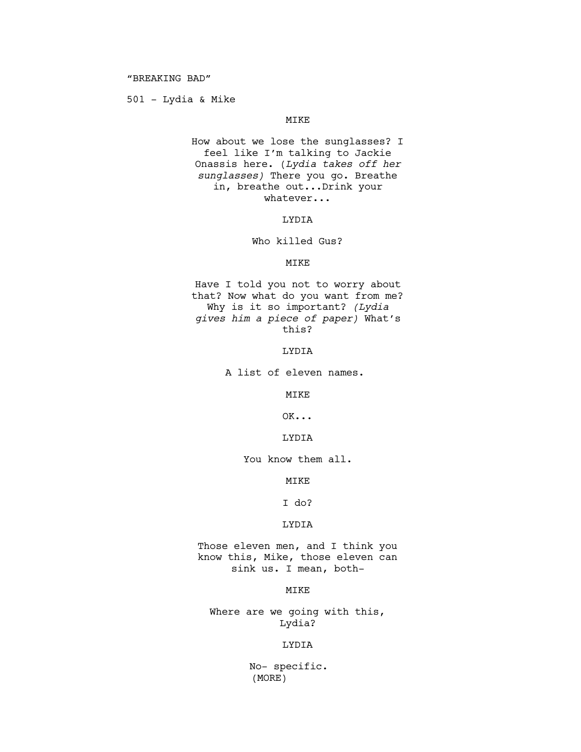"BREAKING BAD"

501 - Lydia & Mike

MIKE

How about we lose the sunglasses? I feel like I'm talking to Jackie Onassis here. (*Lydia takes off her sunglasses*) There you go. Breathe in, breathe out...Drink your whatever...

LYDIA

Who killed Gus?

MIKE

Have I told you not to worry about that? Now what do you want from me? Why is it so important? *(Lydia gives him a piece of paper)* What's this?

LYDIA

A list of eleven names.

MIKE

OK...

LYDIA

You know them all.

MIKE

I do?

LYDIA

Those eleven men, and I think you know this, Mike, those eleven can sink us. I mean, both-

MIKE

Where are we going with this, Lydia?

LYDIA

No- specific.

(MORE)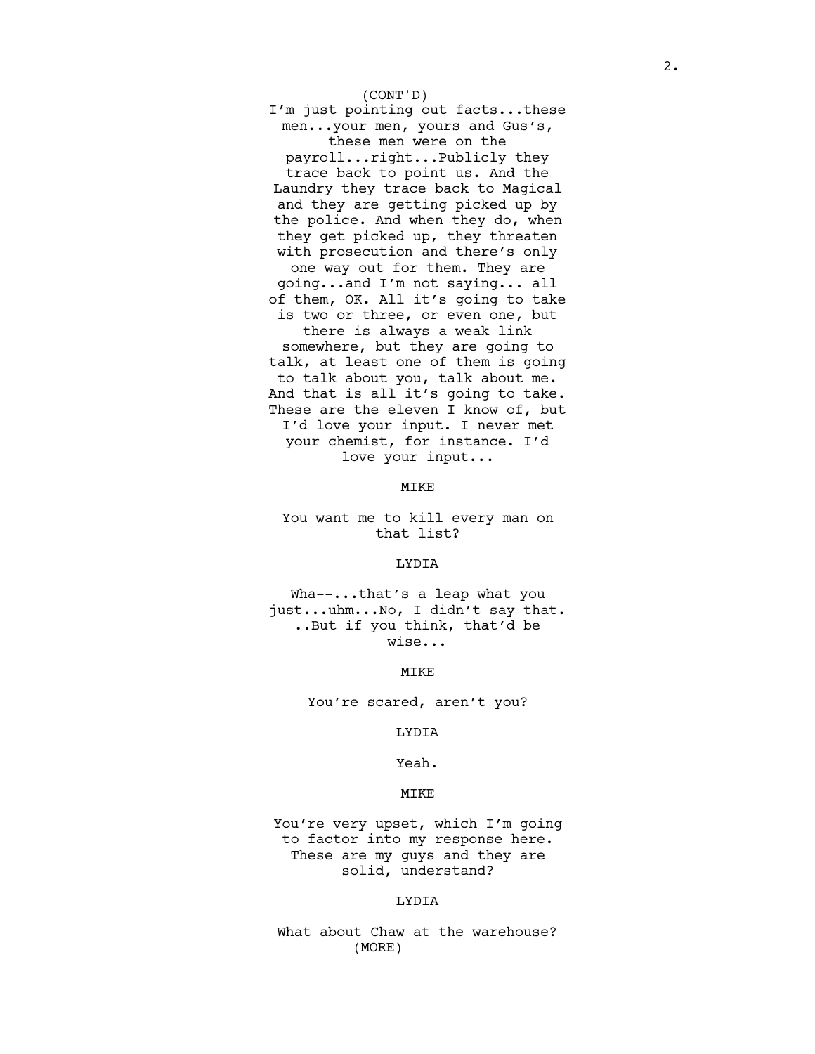(CONT'D)

I'm just pointing out facts...these men...your men, yours and Gus's, these men were on the payroll...right...Publicly they trace back to point us. And the Laundry they trace back to Magical and they are getting picked up by the police. And when they do, when they get picked up, they threaten with prosecution and there's only one way out for them. They are going...and I'm not saying... all of them, OK. All it's going to take is two or three, or even one, but there is always a weak link somewhere, but they are going to talk, at least one of them is going to talk about you, talk about me. And that is all it's going to take. These are the eleven I know of, but I'd love your input. I never met your chemist, for instance. I'd love your input...

MIKE

You want me to kill every man on that list?

LYDIA

Wha--...that's a leap what you just...uhm...No, I didn't say that. ..But if you think, that'd be wise...

MIKE

You're scared, aren't you?

LYDIA

Yeah.

MIKE

You're very upset, which I'm going to factor into my response here. These are my guys and they are solid, understand?

LYDIA

What about Chaw at the warehouse?

(MORE)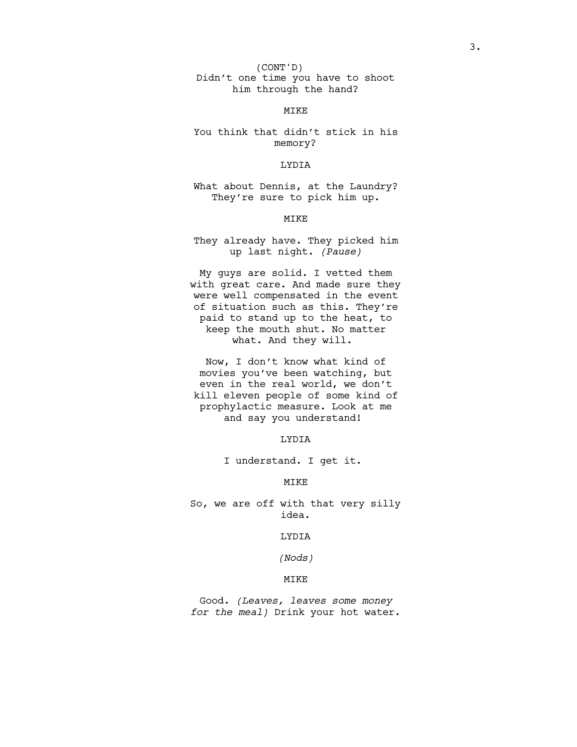(CONT'D)

Didn't one time you have to shoot him through the hand?

MIKE

You think that didn't stick in his memory?

LYDIA

What about Dennis, at the Laundry? They're sure to pick him up.

MIKE

They already have. They picked him up last night. *(Pause)*

My guys are solid. I vetted them with great care. And made sure they were well compensated in the event of situation such as this. They're paid to stand up to the heat, to keep the mouth shut. No matter what. And they will.

Now, I don't know what kind of movies you've been watching, but even in the real world, we don't kill eleven people of some kind of prophylactic measure. Look at me and say you understand!

LYDIA

I understand. I get it.

MIKE

So, we are off with that very silly idea.

LYDIA

*(Nods)*

MIKE

Good. *(Leaves, leaves some money for the meal)* Drink your hot water.